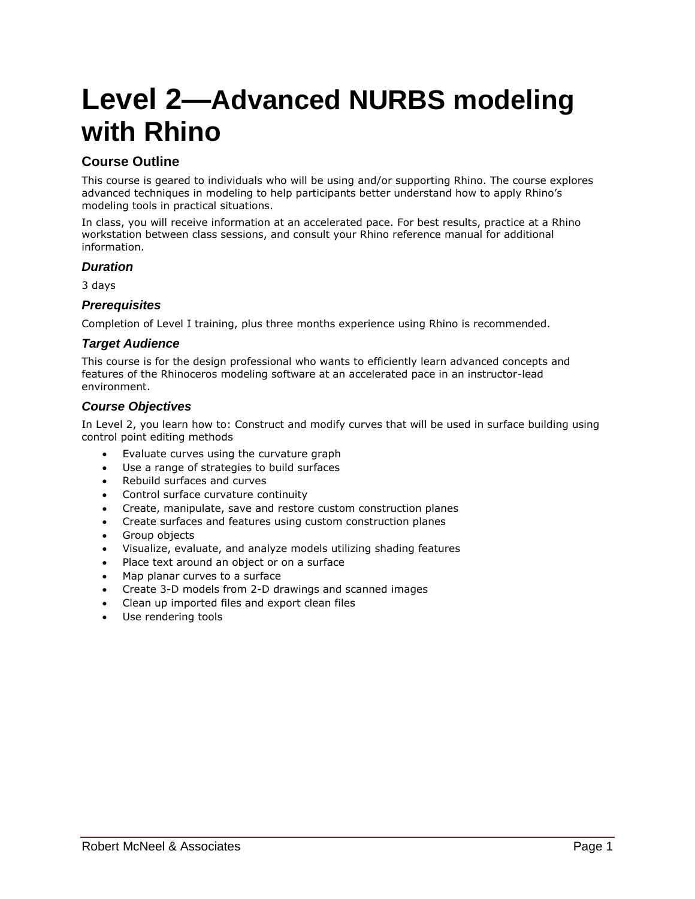# Level 2—Advanced NURBS modeling with Rhino

## Course Outline

This course is geared to individuals who will be using and/or supporting Rhino. The course explores advanced techniques in modeling to help participants better understand how to apply Rhino's modeling tools in practical situations.

In class, you will receive information at an accelerated pace. For best results, practice at a Rhino workstation between class sessions, and consult your Rhino reference manual for additional information.

### *Duration*

3 days

### *Prerequisites*

Completion of Level I training, plus three months experience using Rhino is recommended.

### *Target Audience*

This course is for the design professional who wants to efficiently learn advanced concepts and features of the Rhinoceros modeling software at an accelerated pace in an instructor-lead environment.

### *Course Objectives*

In Level 2, you learn how to: Construct and modify curves that will be used in surface building using control point editing methods

- Evaluate curves using the curvature graph
- Use a range of strategies to build surfaces
- Rebuild surfaces and curves
- Control surface curvature continuity
- Create, manipulate, save and restore custom construction planes
- Create surfaces and features using custom construction planes
- Group objects
- Visualize, evaluate, and analyze models utilizing shading features
- Place text around an object or on a surface
- Map planar curves to a surface
- Create 3-D models from 2-D drawings and scanned images
- Clean up imported files and export clean files
- Use rendering tools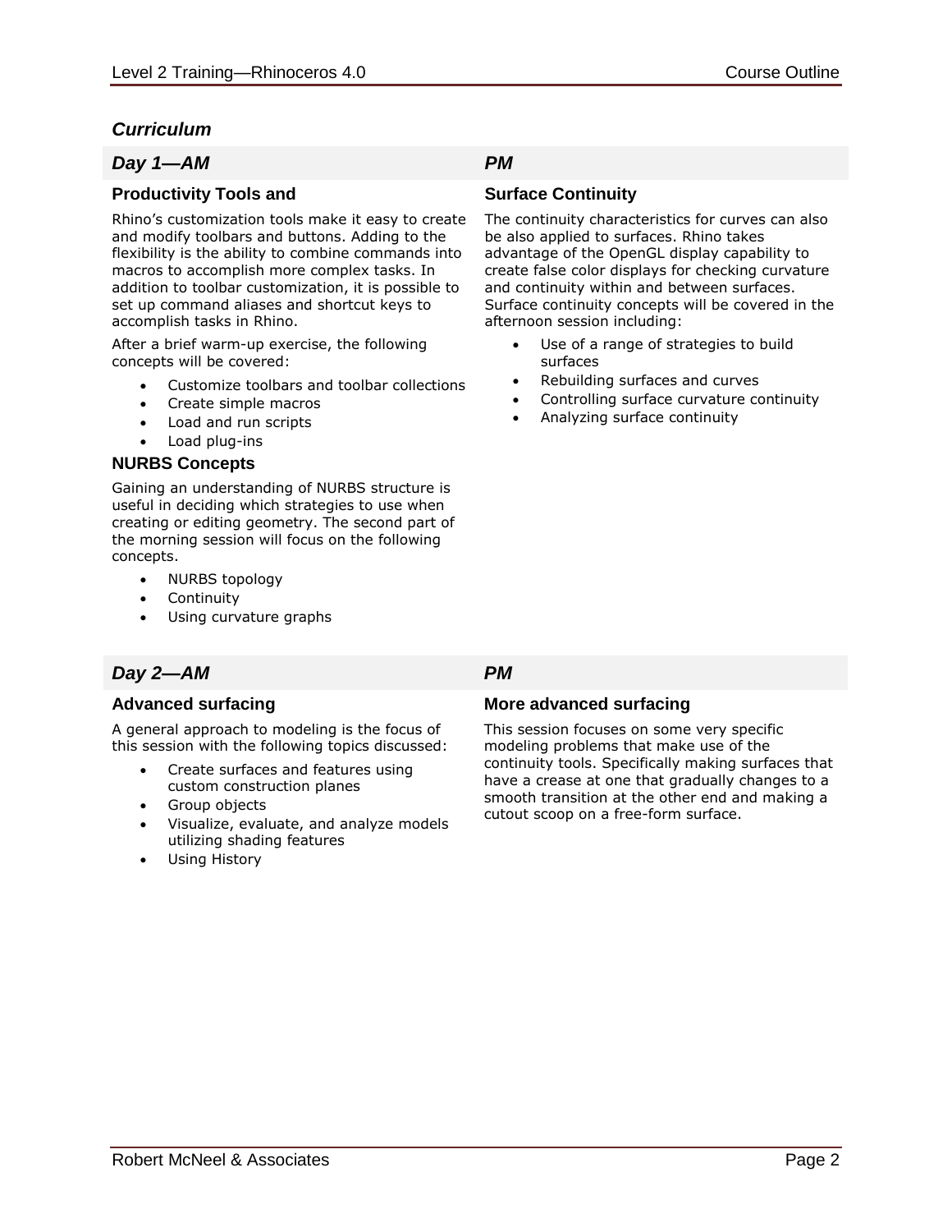## *Curriculum*

### *Day 1—AM*

#### Productivity Tools and

Rhino's customization tools make it easy to create and modify toolbars and buttons. Adding to the flexibility is the ability to combine commands into macros to accomplish more complex tasks. In addition to toolbar customization, it is possible to set up command aliases and shortcut keys to accomplish tasks in Rhino.

After a brief warm-up exercise, the following concepts will be covered:

- Customize toolbars and toolbar collections
- Create simple macros
- Load and run scripts
- Load plug-ins

#### NURBS Concepts

Gaining an understanding of NURBS structure is useful in deciding which strategies to use when creating or editing geometry. The second part of the morning session will focus on the following concepts.

- NURBS topology
- Continuity
- Using curvature graphs

### *PM*

#### Surface Continuity

The continuity characteristics for curves can also be also applied to surfaces. Rhino takes advantage of the OpenGL display capability to create false color displays for checking curvature and continuity within and between surfaces. Surface continuity concepts will be covered in the afternoon session including:

- Use of a range of strategies to build surfaces
- Rebuilding surfaces and curves
- Controlling surface curvature continuity
- Analyzing surface continuity

### *Day 2—AM*

#### Advanced surfacing

A general approach to modeling is the focus of this session with the following topics discussed:

- Create surfaces and features using custom construction planes
- Group objects
- Visualize, evaluate, and analyze models utilizing shading features
- Using History

### *PM*

#### More advanced surfacing

This session focuses on some very specific modeling problems that make use of the continuity tools. Specifically making surfaces that have a crease at one that gradually changes to a smooth transition at the other end and making a cutout scoop on a free-form surface.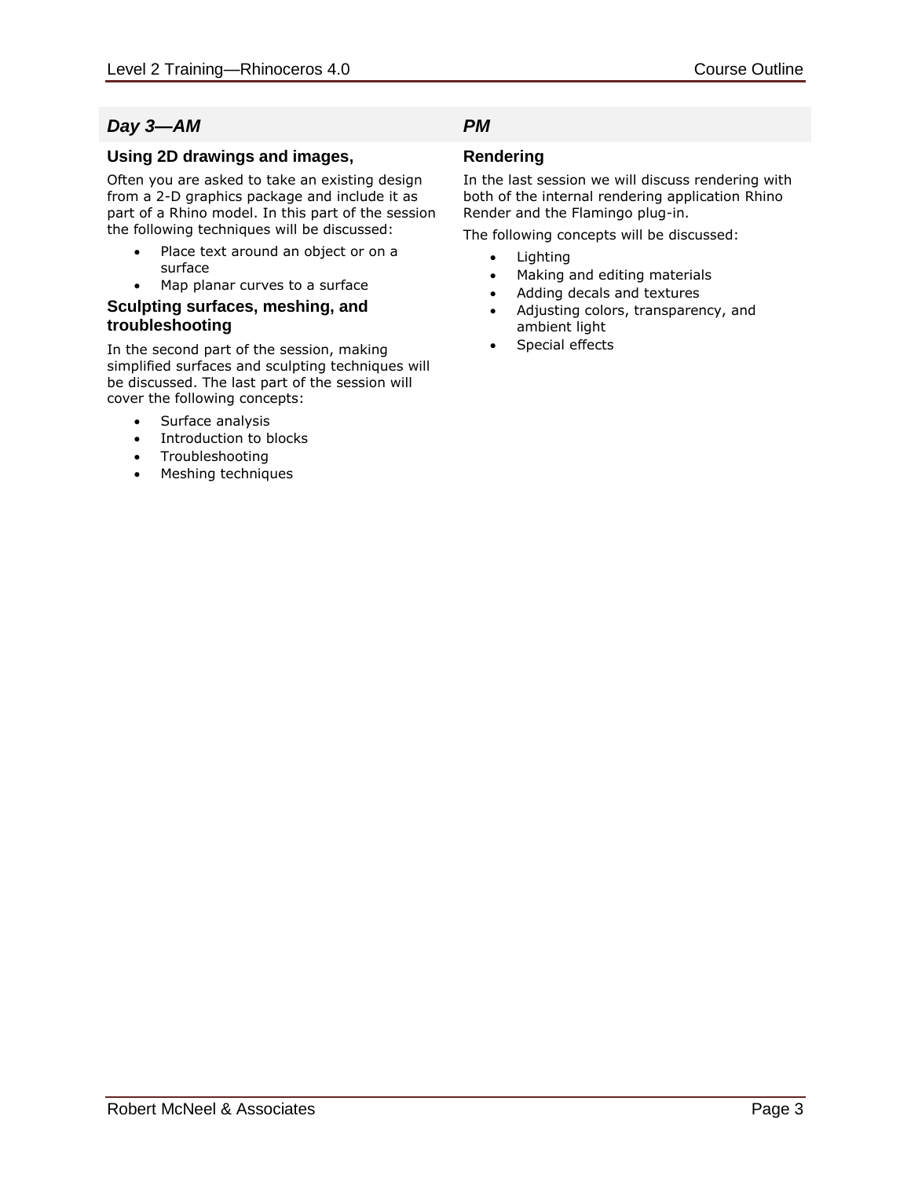## *Day 3—AM*

### Using 2D drawings and images,

Often you are asked to take an existing design from a 2-D graphics package and include it as part of a Rhino model. In this part of the session the following techniques will be discussed:

- Place text around an object or on a surface
- Map planar curves to a surface

### Sculpting surfaces, meshing, and troubleshooting

In the second part of the session, making simplified surfaces and sculpting techniques will be discussed. The last part of the session will cover the following concepts:

- Surface analysis
- Introduction to blocks
- Troubleshooting
- Meshing techniques

## *PM*

### Rendering

In the last session we will discuss rendering with both of the internal rendering application Rhino Render and the Flamingo plug-in.

The following concepts will be discussed:

- Lighting
- Making and editing materials
- Adding decals and textures
- Adjusting colors, transparency, and ambient light
- Special effects